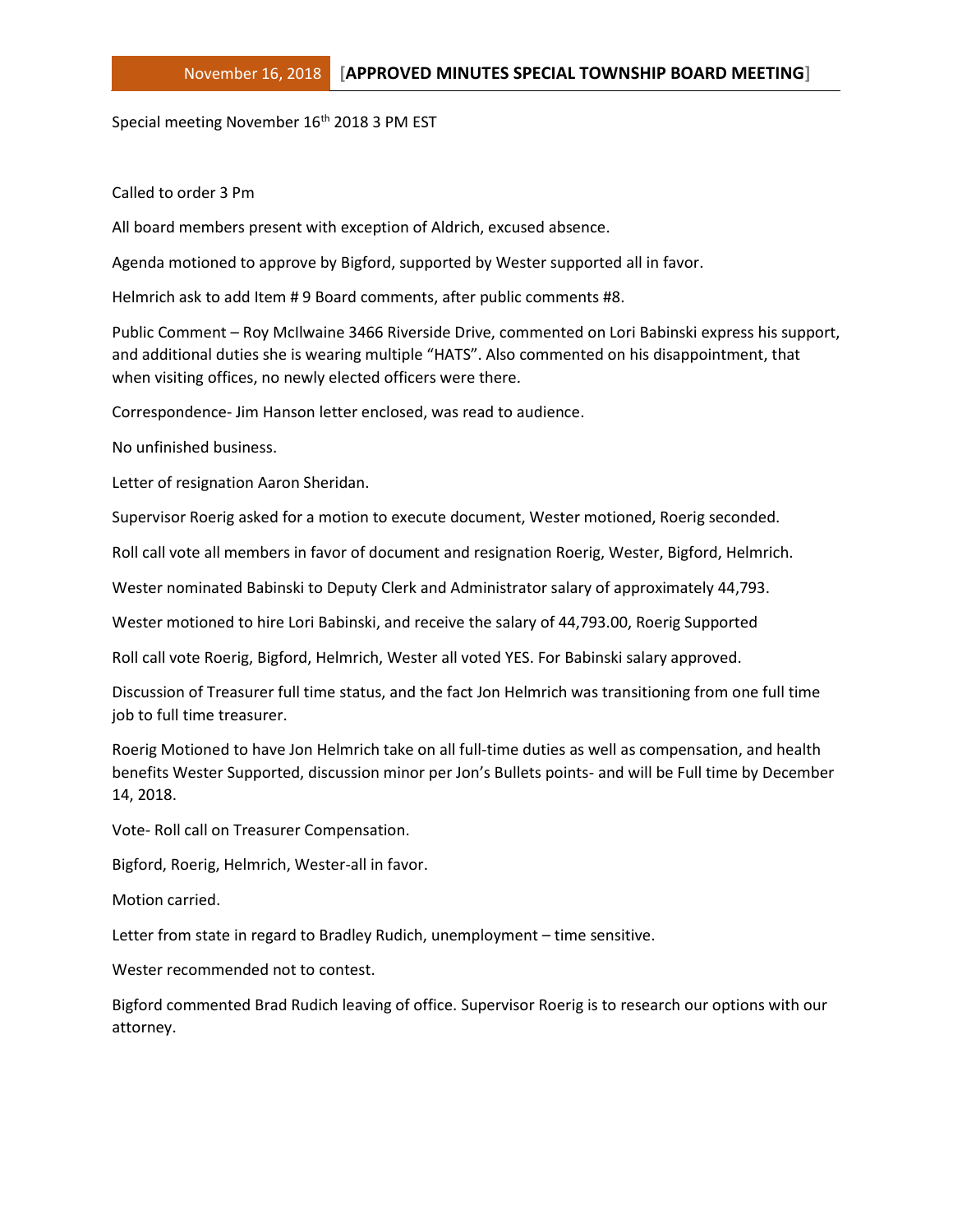Special meeting November 16th 2018 3 PM EST

Called to order 3 Pm

All board members present with exception of Aldrich, excused absence.

Agenda motioned to approve by Bigford, supported by Wester supported all in favor.

Helmrich ask to add Item # 9 Board comments, after public comments #8.

Public Comment – Roy McIlwaine 3466 Riverside Drive, commented on Lori Babinski express his support, and additional duties she is wearing multiple "HATS". Also commented on his disappointment, that when visiting offices, no newly elected officers were there.

Correspondence- Jim Hanson letter enclosed, was read to audience.

No unfinished business.

Letter of resignation Aaron Sheridan.

Supervisor Roerig asked for a motion to execute document, Wester motioned, Roerig seconded.

Roll call vote all members in favor of document and resignation Roerig, Wester, Bigford, Helmrich.

Wester nominated Babinski to Deputy Clerk and Administrator salary of approximately 44,793.

Wester motioned to hire Lori Babinski, and receive the salary of 44,793.00, Roerig Supported

Roll call vote Roerig, Bigford, Helmrich, Wester all voted YES. For Babinski salary approved.

Discussion of Treasurer full time status, and the fact Jon Helmrich was transitioning from one full time job to full time treasurer.

Roerig Motioned to have Jon Helmrich take on all full-time duties as well as compensation, and health benefits Wester Supported, discussion minor per Jon's Bullets points- and will be Full time by December 14, 2018.

Vote- Roll call on Treasurer Compensation.

Bigford, Roerig, Helmrich, Wester-all in favor.

Motion carried.

Letter from state in regard to Bradley Rudich, unemployment – time sensitive.

Wester recommended not to contest.

Bigford commented Brad Rudich leaving of office. Supervisor Roerig is to research our options with our attorney.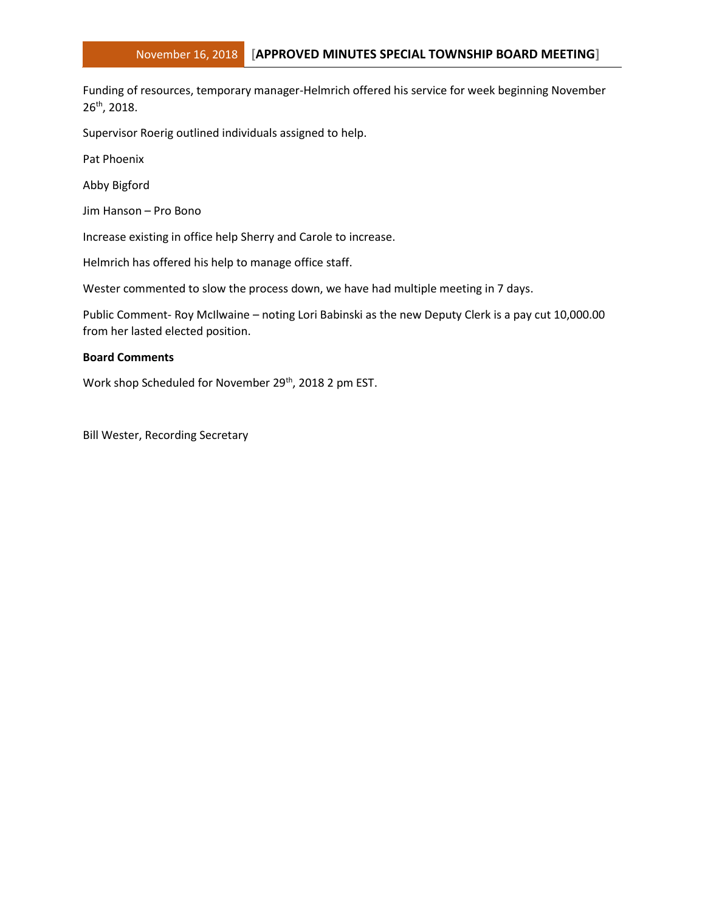Funding of resources, temporary manager-Helmrich offered his service for week beginning November 26th, 2018.

Supervisor Roerig outlined individuals assigned to help.

Pat Phoenix

Abby Bigford

Jim Hanson – Pro Bono

Increase existing in office help Sherry and Carole to increase.

Helmrich has offered his help to manage office staff.

Wester commented to slow the process down, we have had multiple meeting in 7 days.

Public Comment- Roy McIlwaine – noting Lori Babinski as the new Deputy Clerk is a pay cut 10,000.00 from her lasted elected position.

**Board Comments**

Work shop Scheduled for November 29th, 2018 2 pm EST.

Bill Wester, Recording Secretary